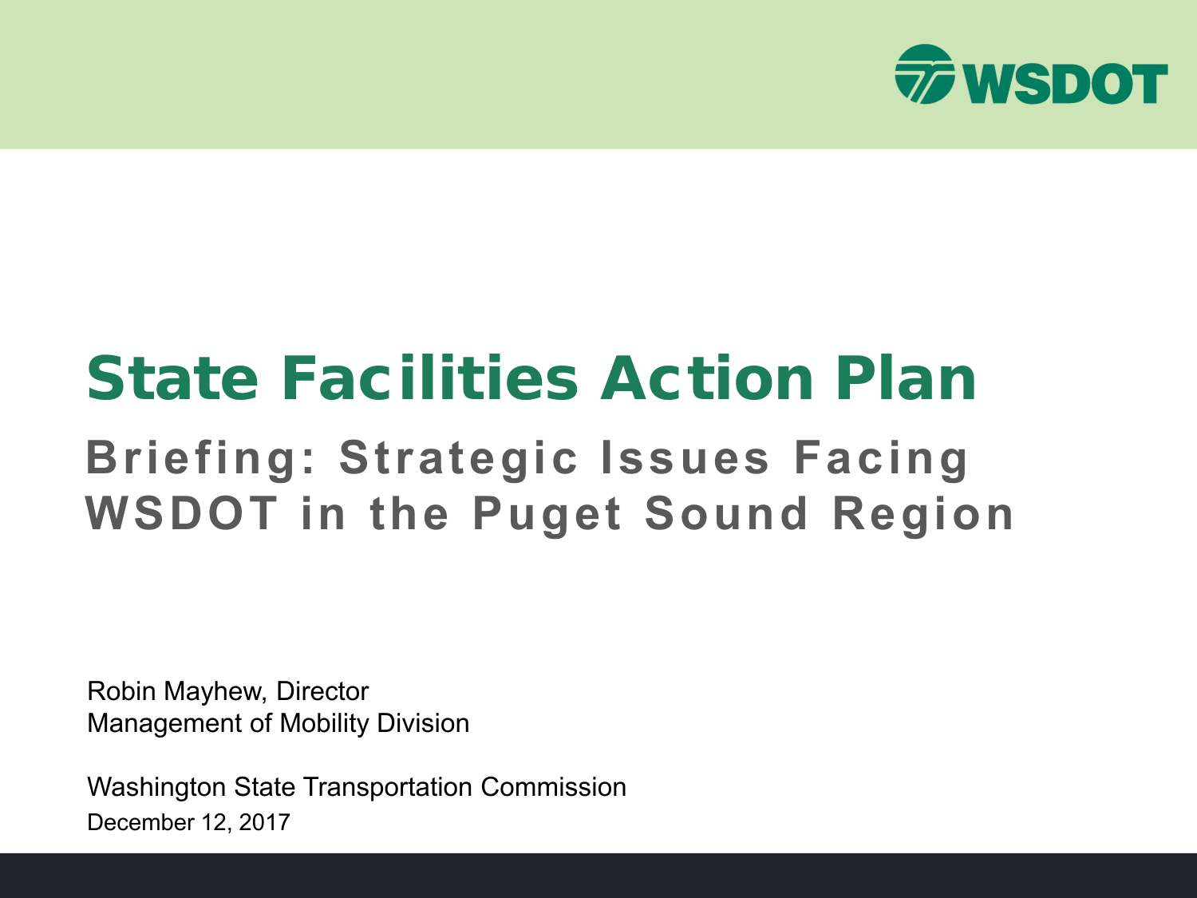WSDOT

# State Facilities Action Plan

## Briefing: Strategic Issues Facing WSDOT in the Puget Sound Region

Robin Mayhew, Director
Management of Mobility Division

Washington State Transportation Commission
December 12, 2017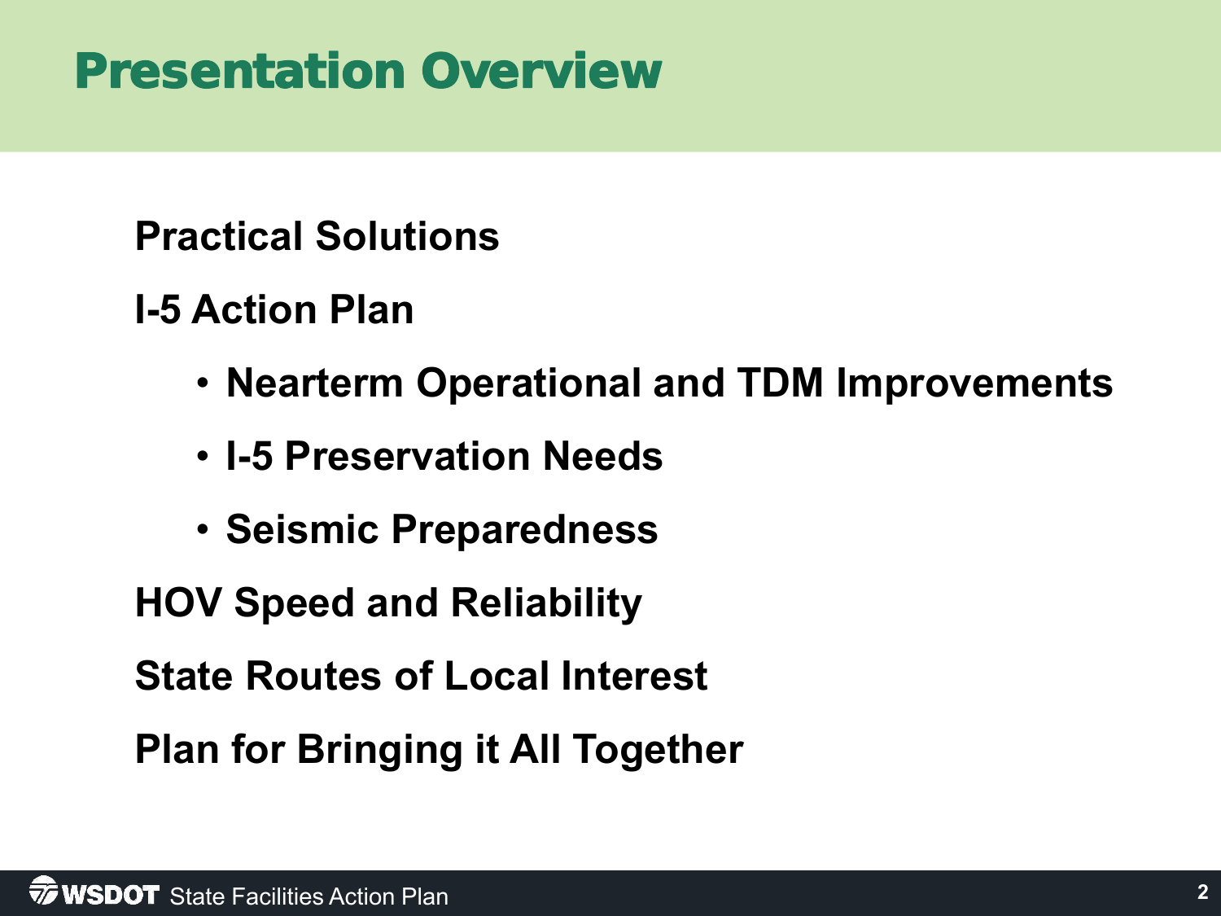# Presentation Overview

Practical Solutions

I-5 Action Plan

- Nearterm Operational and TDM Improvements
- I-5 Preservation Needs
- Seismic Preparedness

HOV Speed and Reliability

State Routes of Local Interest

Plan for Bringing it All Together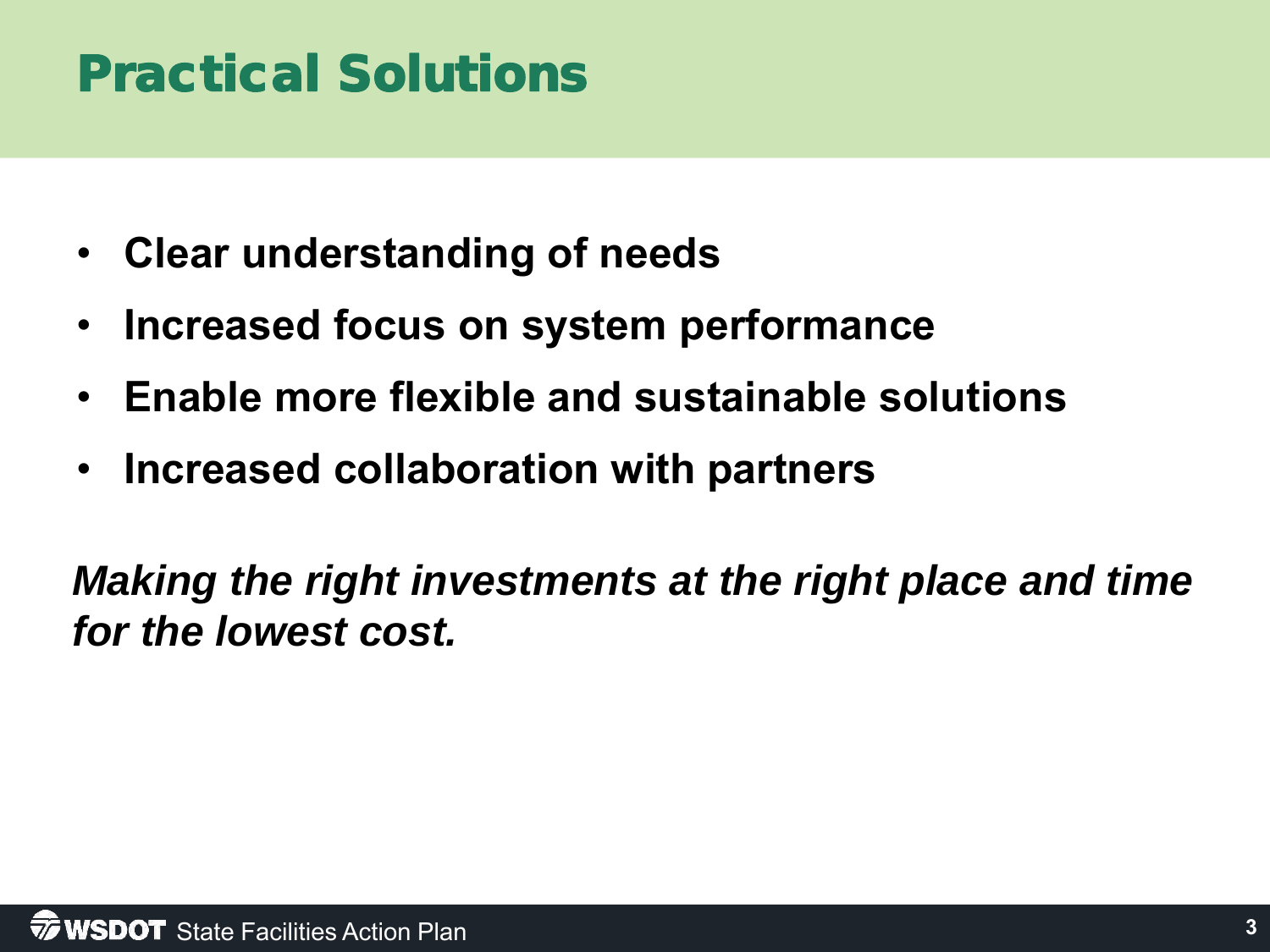# Practical Solutions

- **Clear understanding of needs**
- **Increased focus on system performance**
- **Enable more flexible and sustainable solutions**
- **Increased collaboration with partners**

***Making the right investments at the right place and time for the lowest cost.***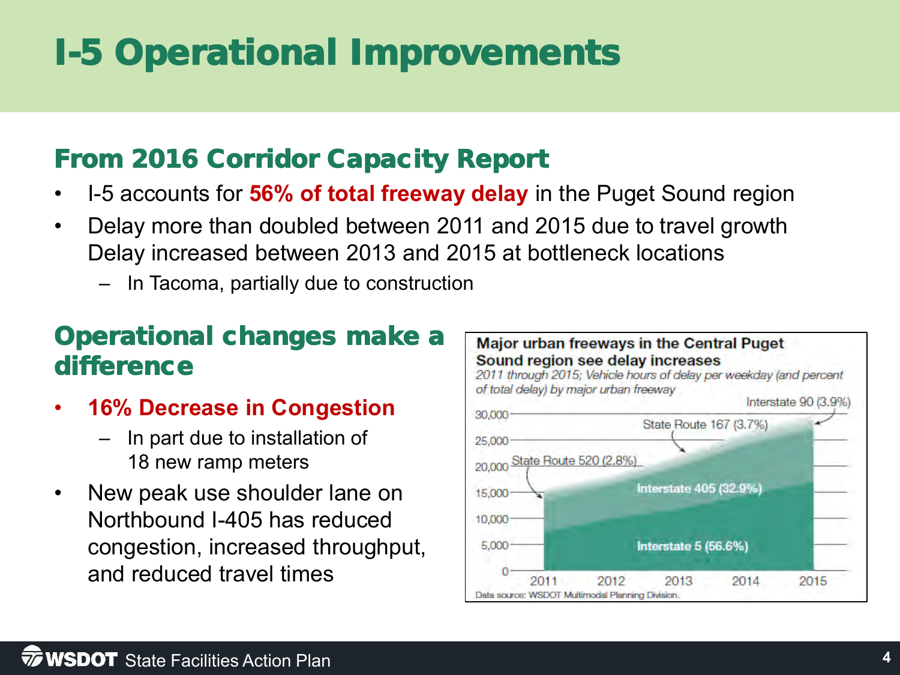# I-5 Operational Improvements

## From 2016 Corridor Capacity Report

- I-5 accounts for **56% of total freeway delay** in the Puget Sound region
- Delay more than doubled between 2011 and 2015 due to travel growth
  Delay increased between 2013 and 2015 at bottleneck locations
  - In Tacoma, partially due to construction

## Operational changes make a difference

- **16% Decrease in Congestion**
  - In part due to installation of 18 new ramp meters
- New peak use shoulder lane on Northbound I-405 has reduced congestion, increased throughput, and reduced travel times

**Major urban freeways in the Central Puget Sound region see delay increases**

*2011 through 2015; Vehicle hours of delay per weekday (and percent of total delay) by major urban freeway*

Interstate 90 (3.9%)
State Route 167 (3.7%)
State Route 520 (2.8%)
Interstate 405 (32.9%)
Interstate 5 (56.6%)

30,000
25,000
20,000
15,000
10,000
5,000
0

2011 2012 2013 2014 2015

Data source: WSDOT Multimodal Planning Division.

WSDOT State Facilities Action Plan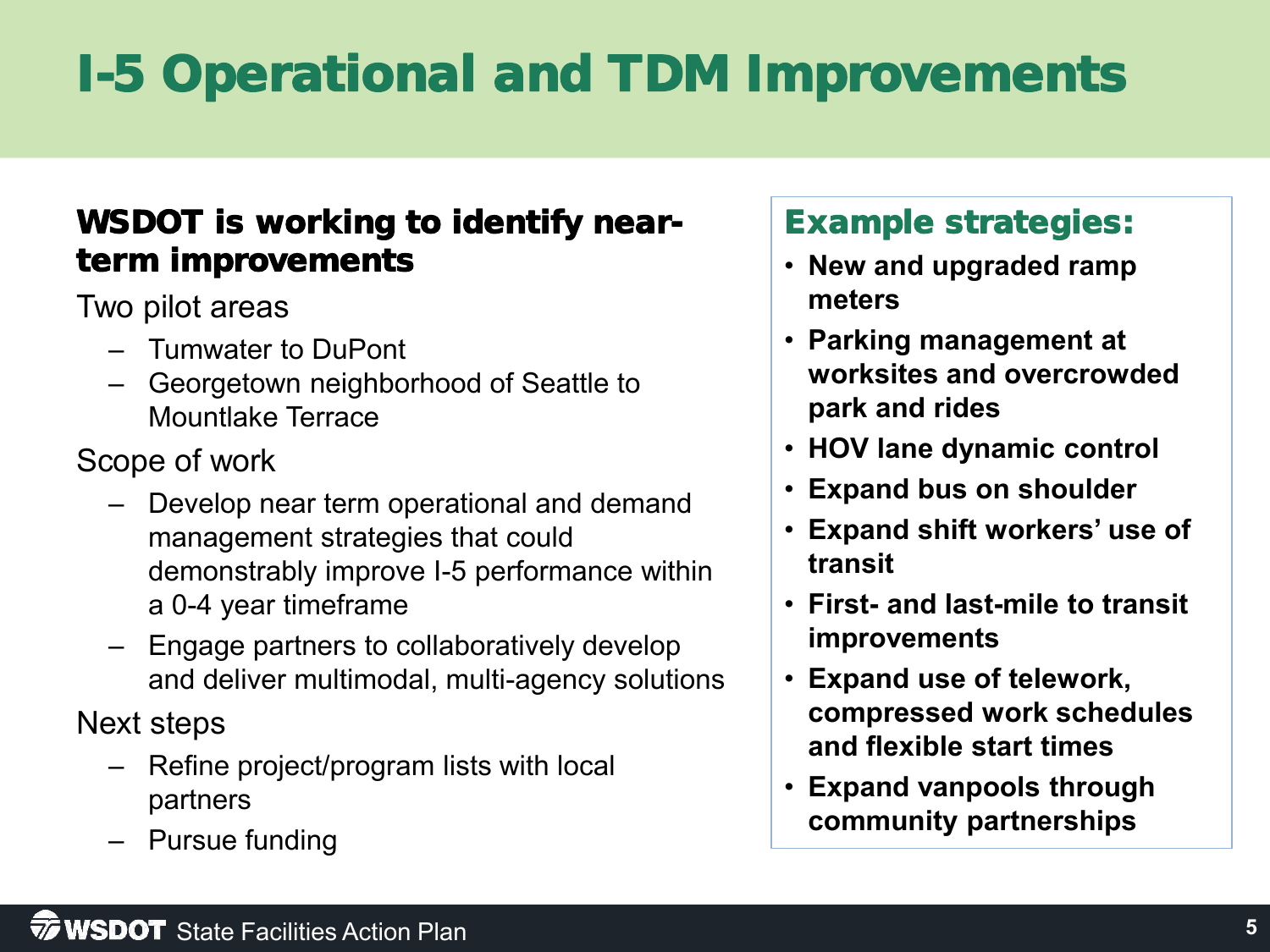# I-5 Operational and TDM Improvements

## WSDOT is working to identify near-term improvements

Two pilot areas

- Tumwater to DuPont
- Georgetown neighborhood of Seattle to Mountlake Terrace

Scope of work

- Develop near term operational and demand management strategies that could demonstrably improve I-5 performance within a 0-4 year timeframe
- Engage partners to collaboratively develop and deliver multimodal, multi-agency solutions

Next steps

- Refine project/program lists with local partners
- Pursue funding

## Example strategies:

- **New and upgraded ramp meters**
- **Parking management at worksites and overcrowded park and rides**
- **HOV lane dynamic control**
- **Expand bus on shoulder**
- **Expand shift workers' use of transit**
- **First- and last-mile to transit improvements**
- **Expand use of telework, compressed work schedules and flexible start times**
- **Expand vanpools through community partnerships**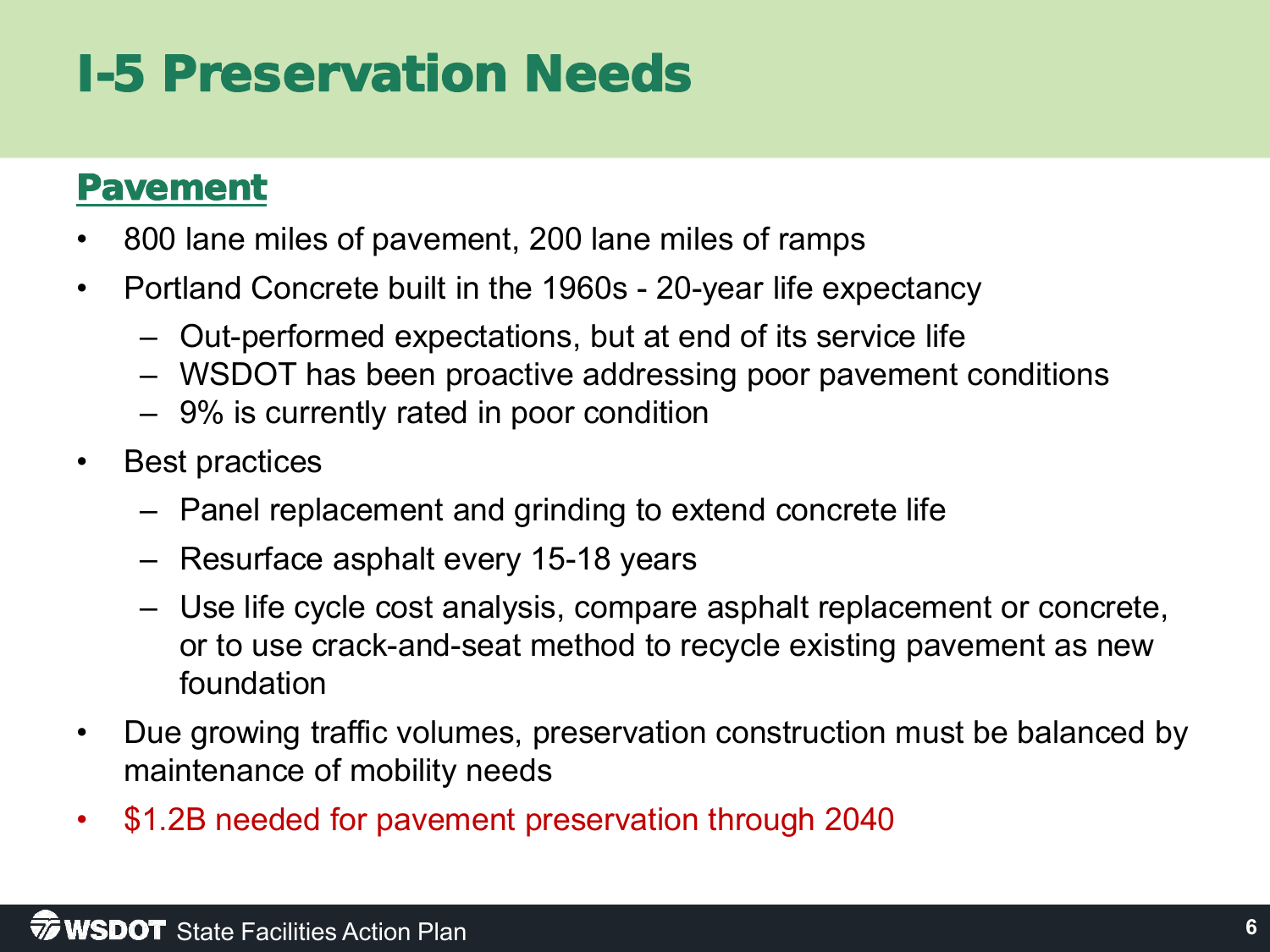# I-5 Preservation Needs

## Pavement

- 800 lane miles of pavement, 200 lane miles of ramps
- Portland Concrete built in the 1960s - 20-year life expectancy
  - Out-performed expectations, but at end of its service life
  - WSDOT has been proactive addressing poor pavement conditions
  - 9% is currently rated in poor condition
- Best practices
  - Panel replacement and grinding to extend concrete life
  - Resurface asphalt every 15-18 years
  - Use life cycle cost analysis, compare asphalt replacement or concrete, or to use crack-and-seat method to recycle existing pavement as new foundation
- Due growing traffic volumes, preservation construction must be balanced by maintenance of mobility needs
- $1.2B needed for pavement preservation through 2040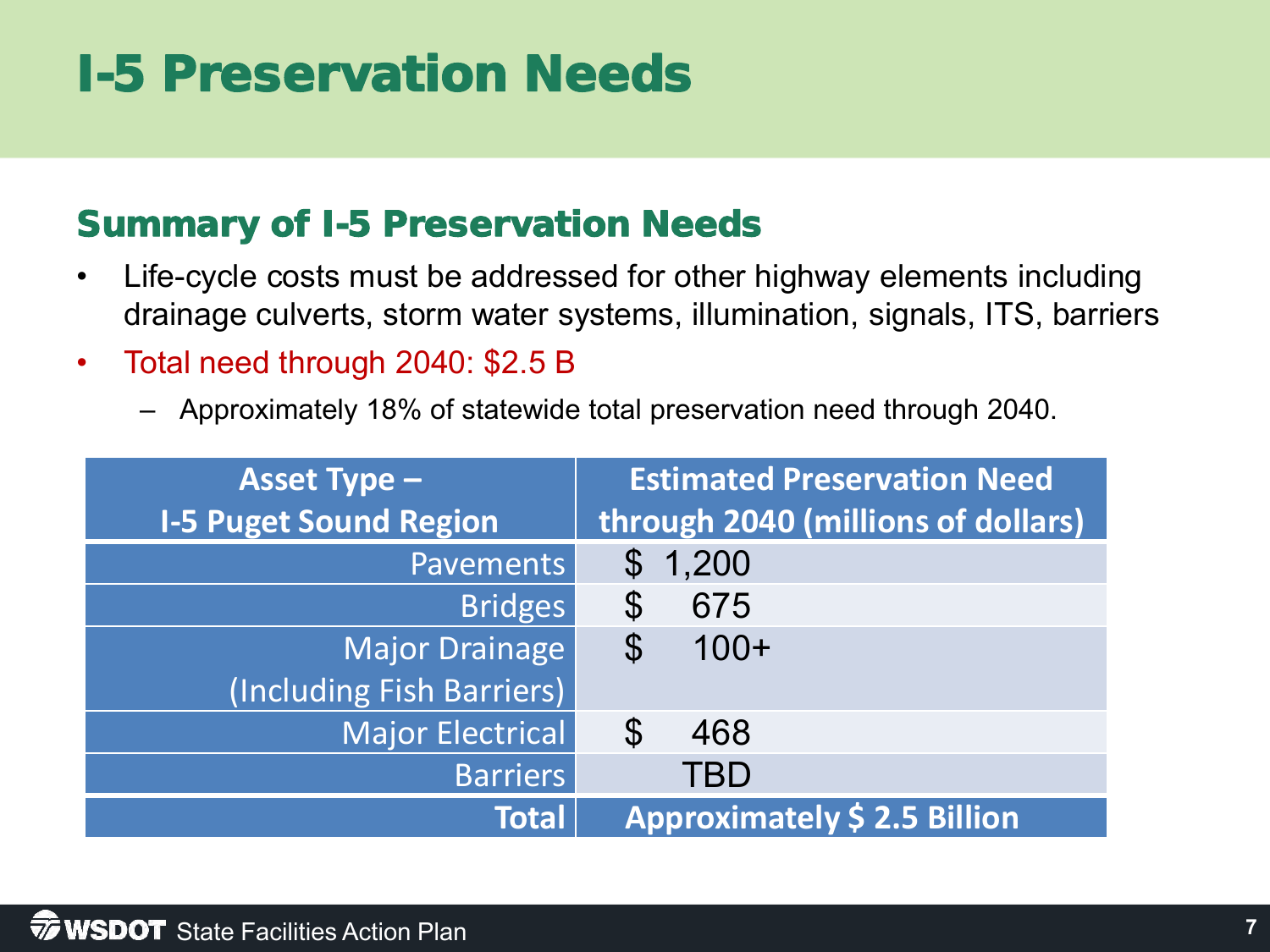# I-5 Preservation Needs

## Summary of I-5 Preservation Needs

- Life-cycle costs must be addressed for other highway elements including drainage culverts, storm water systems, illumination, signals, ITS, barriers
- Total need through 2040: $2.5 B
  - Approximately 18% of statewide total preservation need through 2040.

| Asset Type – I-5 Puget Sound Region | Estimated Preservation Need through 2040 (millions of dollars) |
|---|---|
| Pavements | $ 1,200 |
| Bridges | $ 675 |
| Major Drainage (Including Fish Barriers) | $ 100+ |
| Major Electrical | $ 468 |
| Barriers | TBD |
| **Total** | **Approximately $ 2.5 Billion** |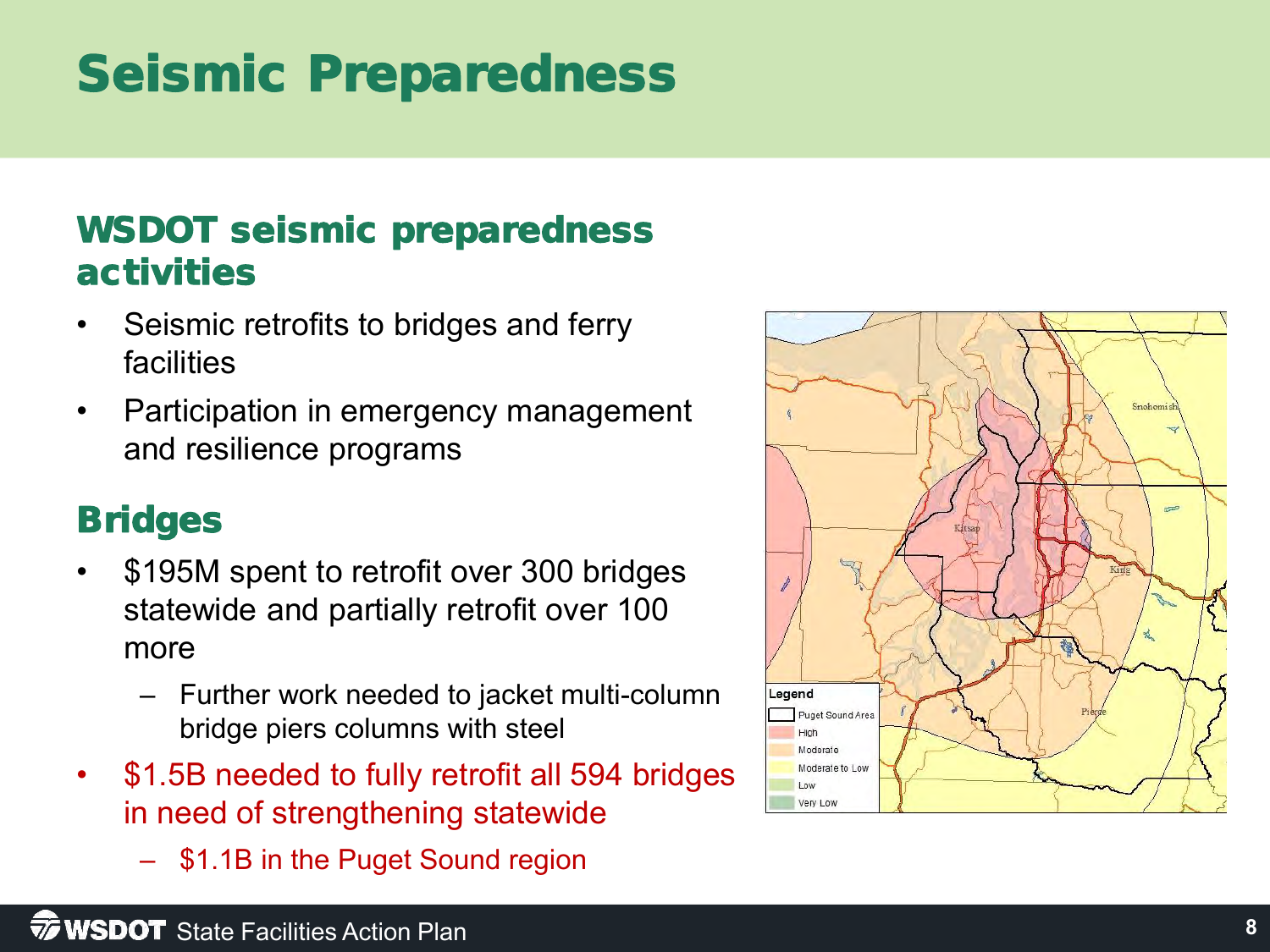# Seismic Preparedness

## WSDOT seismic preparedness activities

- Seismic retrofits to bridges and ferry facilities
- Participation in emergency management and resilience programs

## Bridges

- $195M spent to retrofit over 300 bridges statewide and partially retrofit over 100 more
  - Further work needed to jacket multi-column bridge piers columns with steel
- $1.5B needed to fully retrofit all 594 bridges in need of strengthening statewide
  - $1.1B in the Puget Sound region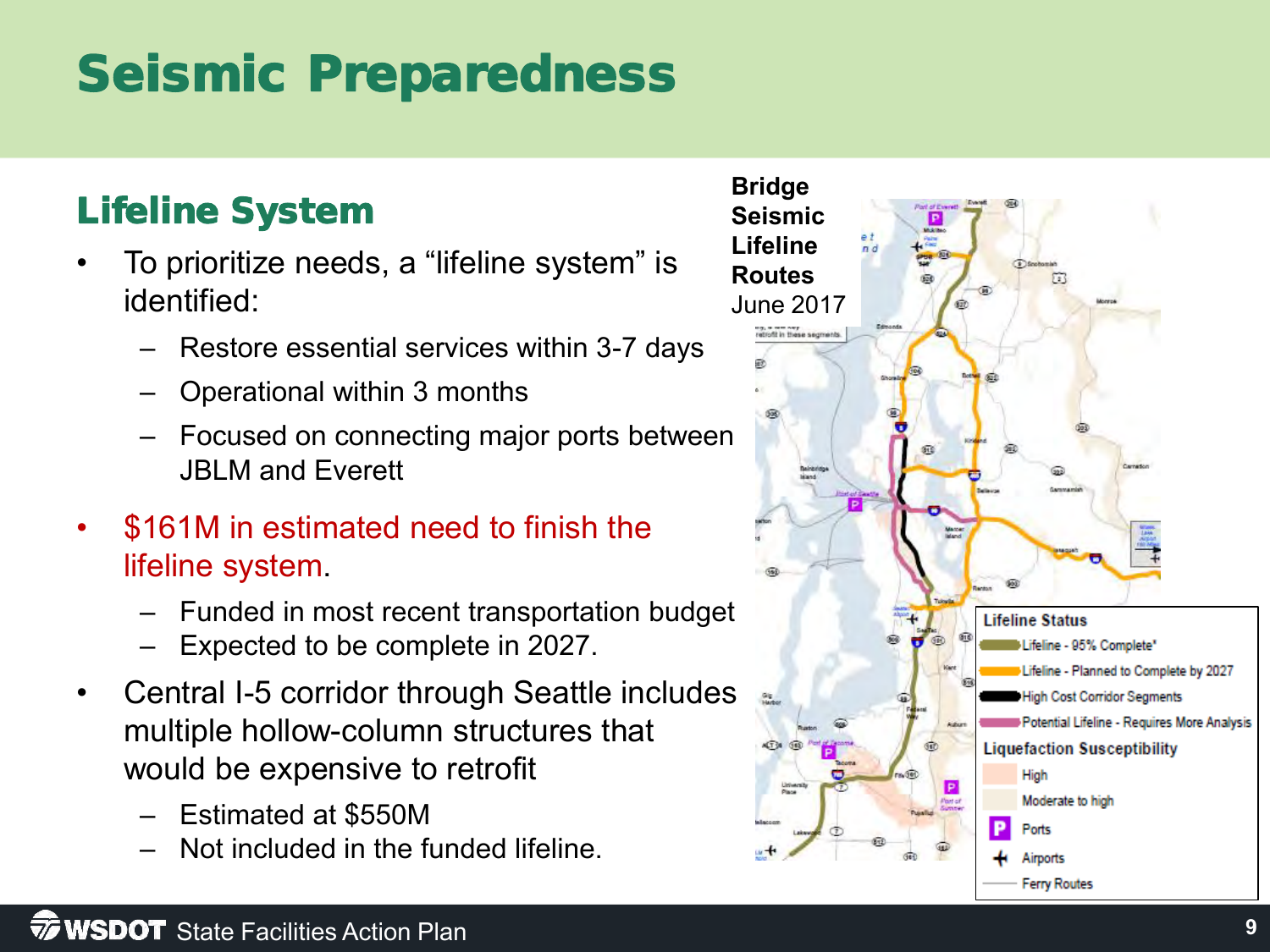# Seismic Preparedness

## Lifeline System

- To prioritize needs, a "lifeline system" is identified:
  - Restore essential services within 3-7 days
  - Operational within 3 months
  - Focused on connecting major ports between JBLM and Everett
- $161M in estimated need to finish the lifeline system.
  - Funded in most recent transportation budget
  - Expected to be complete in 2027.
- Central I-5 corridor through Seattle includes multiple hollow-column structures that would be expensive to retrofit
  - Estimated at $550M
  - Not included in the funded lifeline.

**Bridge Seismic Lifeline Routes**
June 2017

**Lifeline Status**
- Lifeline - 95% Complete*
- Lifeline - Planned to Complete by 2027
- High Cost Corridor Segments
- Potential Lifeline - Requires More Analysis

**Liquefaction Susceptibility**
- High
- Moderate to high
- Ports
- Airports
- Ferry Routes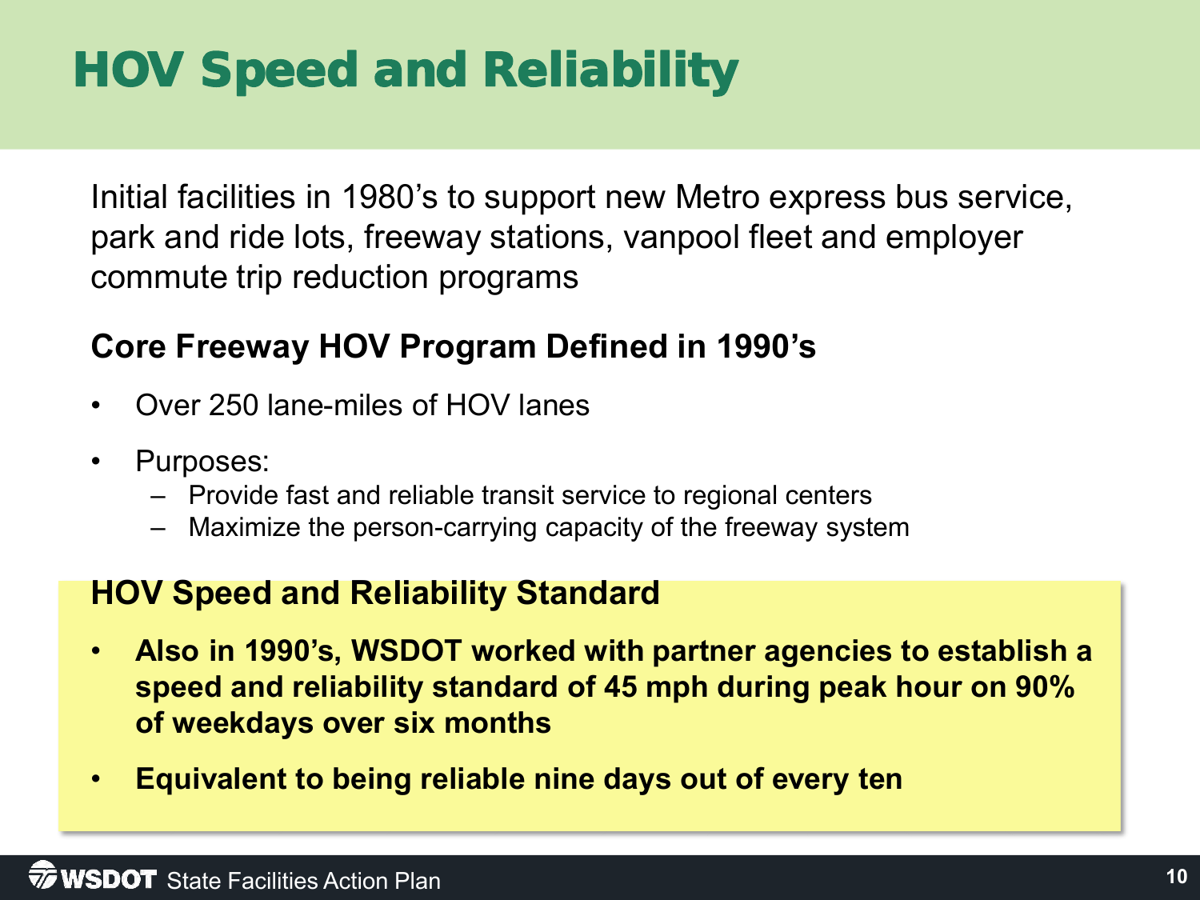# HOV Speed and Reliability

Initial facilities in 1980's to support new Metro express bus service, park and ride lots, freeway stations, vanpool fleet and employer commute trip reduction programs

## Core Freeway HOV Program Defined in 1990's

- Over 250 lane-miles of HOV lanes
- Purposes:
  - Provide fast and reliable transit service to regional centers
  - Maximize the person-carrying capacity of the freeway system

## HOV Speed and Reliability Standard

- **Also in 1990's, WSDOT worked with partner agencies to establish a speed and reliability standard of 45 mph during peak hour on 90% of weekdays over six months**
- **Equivalent to being reliable nine days out of every ten**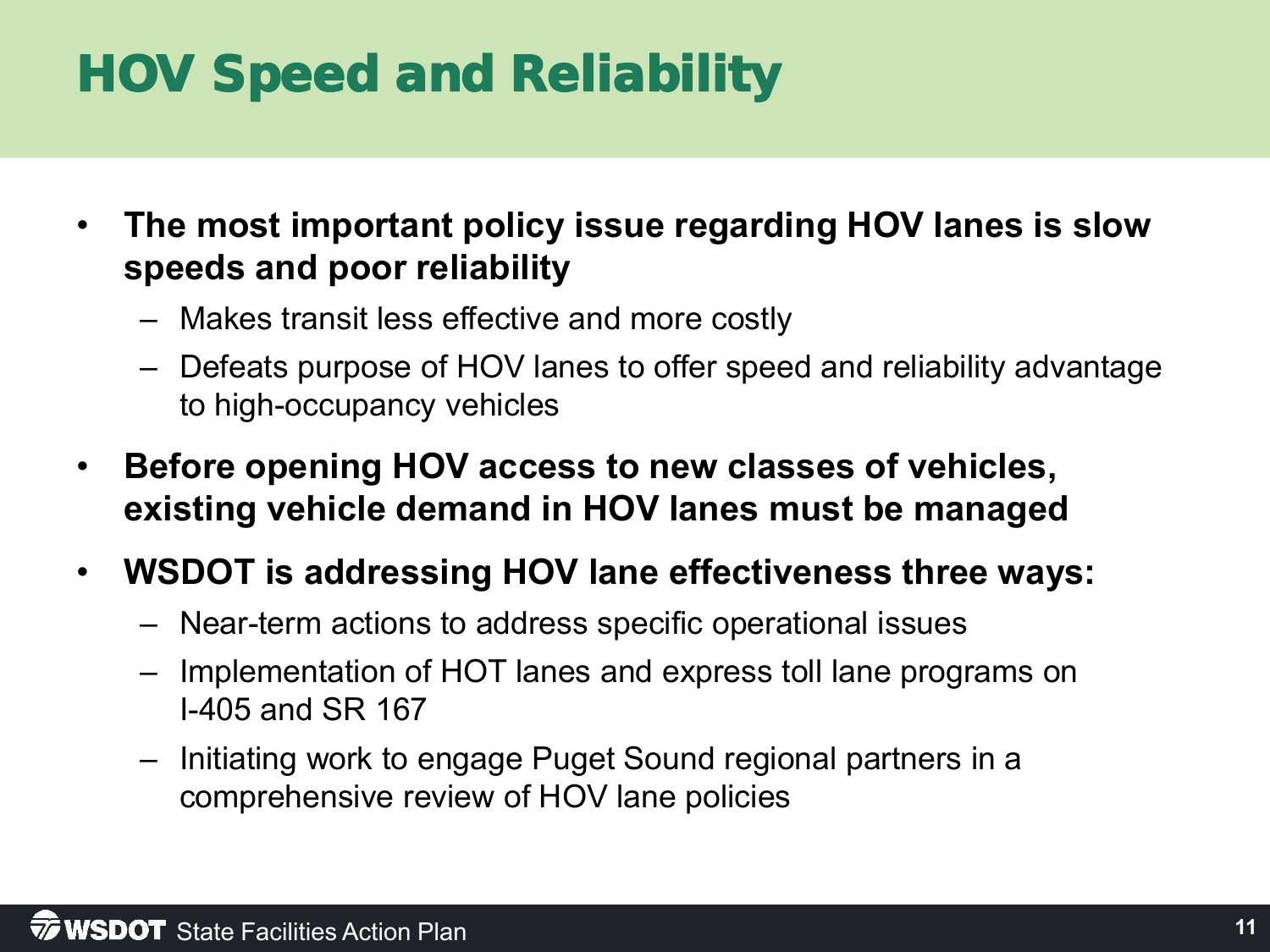# HOV Speed and Reliability

- **The most important policy issue regarding HOV lanes is slow speeds and poor reliability**
  - Makes transit less effective and more costly
  - Defeats purpose of HOV lanes to offer speed and reliability advantage to high-occupancy vehicles
- **Before opening HOV access to new classes of vehicles, existing vehicle demand in HOV lanes must be managed**
- **WSDOT is addressing HOV lane effectiveness three ways:**
  - Near-term actions to address specific operational issues
  - Implementation of HOT lanes and express toll lane programs on I-405 and SR 167
  - Initiating work to engage Puget Sound regional partners in a comprehensive review of HOV lane policies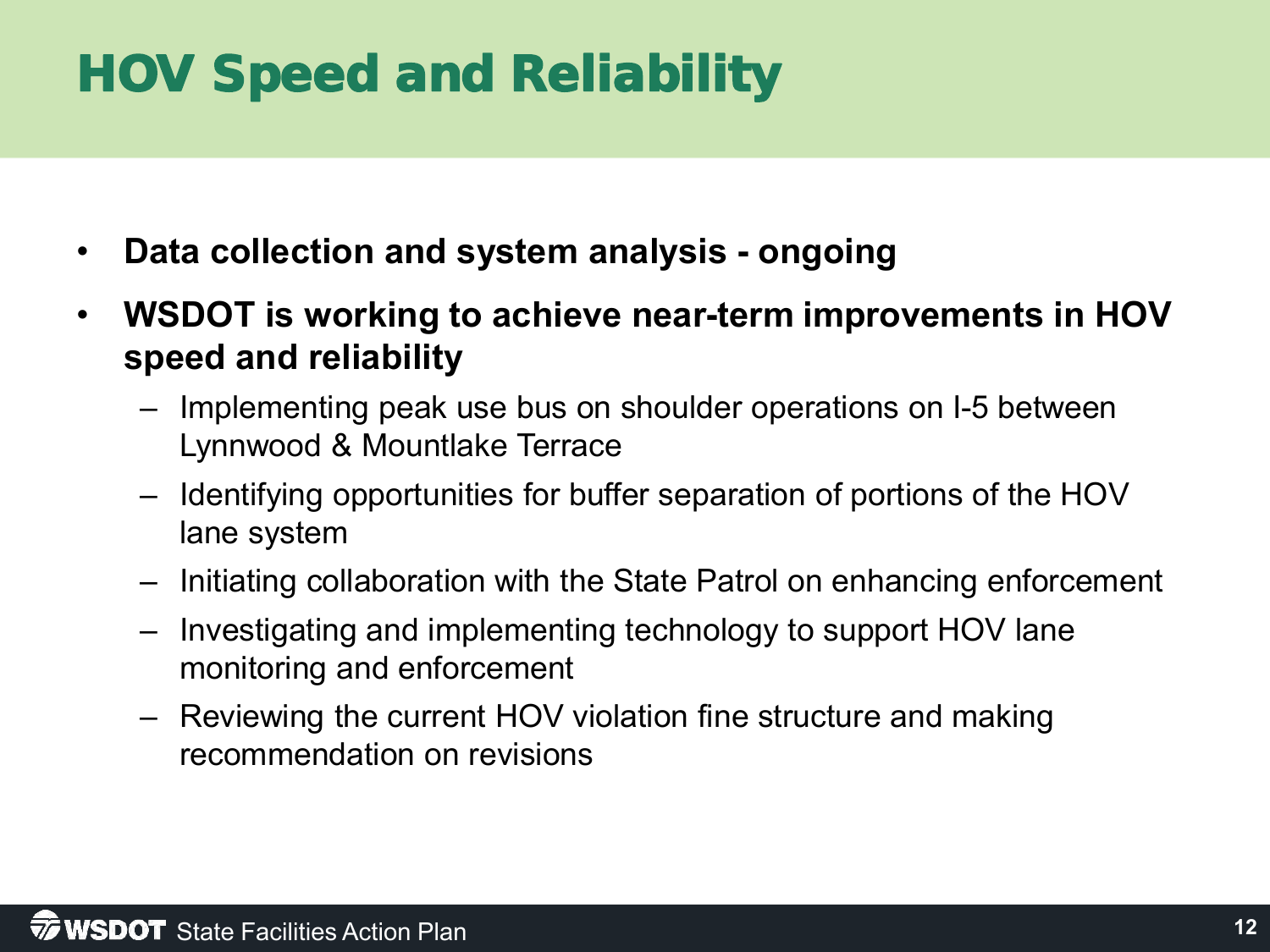# HOV Speed and Reliability

- **Data collection and system analysis - ongoing**
- **WSDOT is working to achieve near-term improvements in HOV speed and reliability**
  - Implementing peak use bus on shoulder operations on I-5 between Lynnwood & Mountlake Terrace
  - Identifying opportunities for buffer separation of portions of the HOV lane system
  - Initiating collaboration with the State Patrol on enhancing enforcement
  - Investigating and implementing technology to support HOV lane monitoring and enforcement
  - Reviewing the current HOV violation fine structure and making recommendation on revisions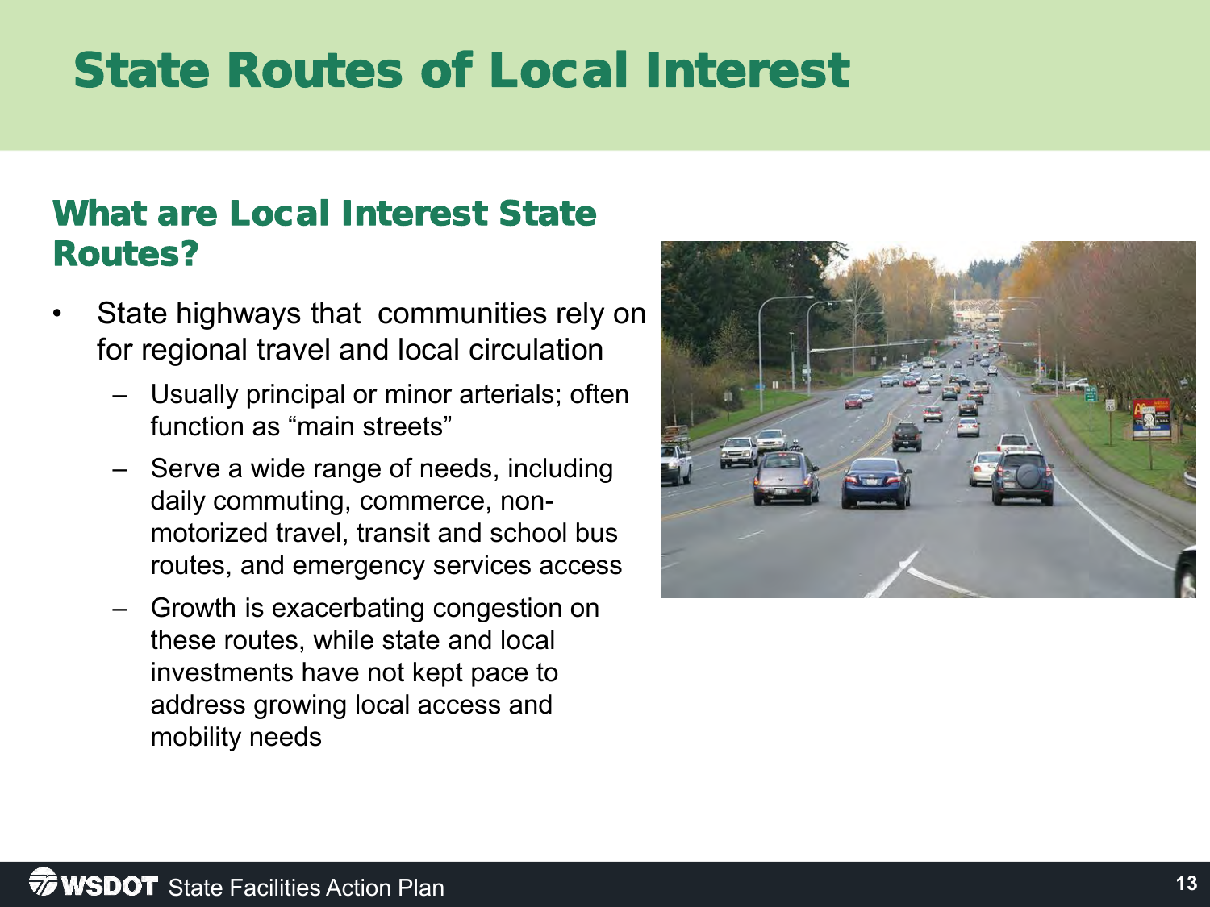# State Routes of Local Interest

## What are Local Interest State Routes?

- State highways that communities rely on for regional travel and local circulation
  - Usually principal or minor arterials; often function as "main streets"
  - Serve a wide range of needs, including daily commuting, commerce, non-motorized travel, transit and school bus routes, and emergency services access
  - Growth is exacerbating congestion on these routes, while state and local investments have not kept pace to address growing local access and mobility needs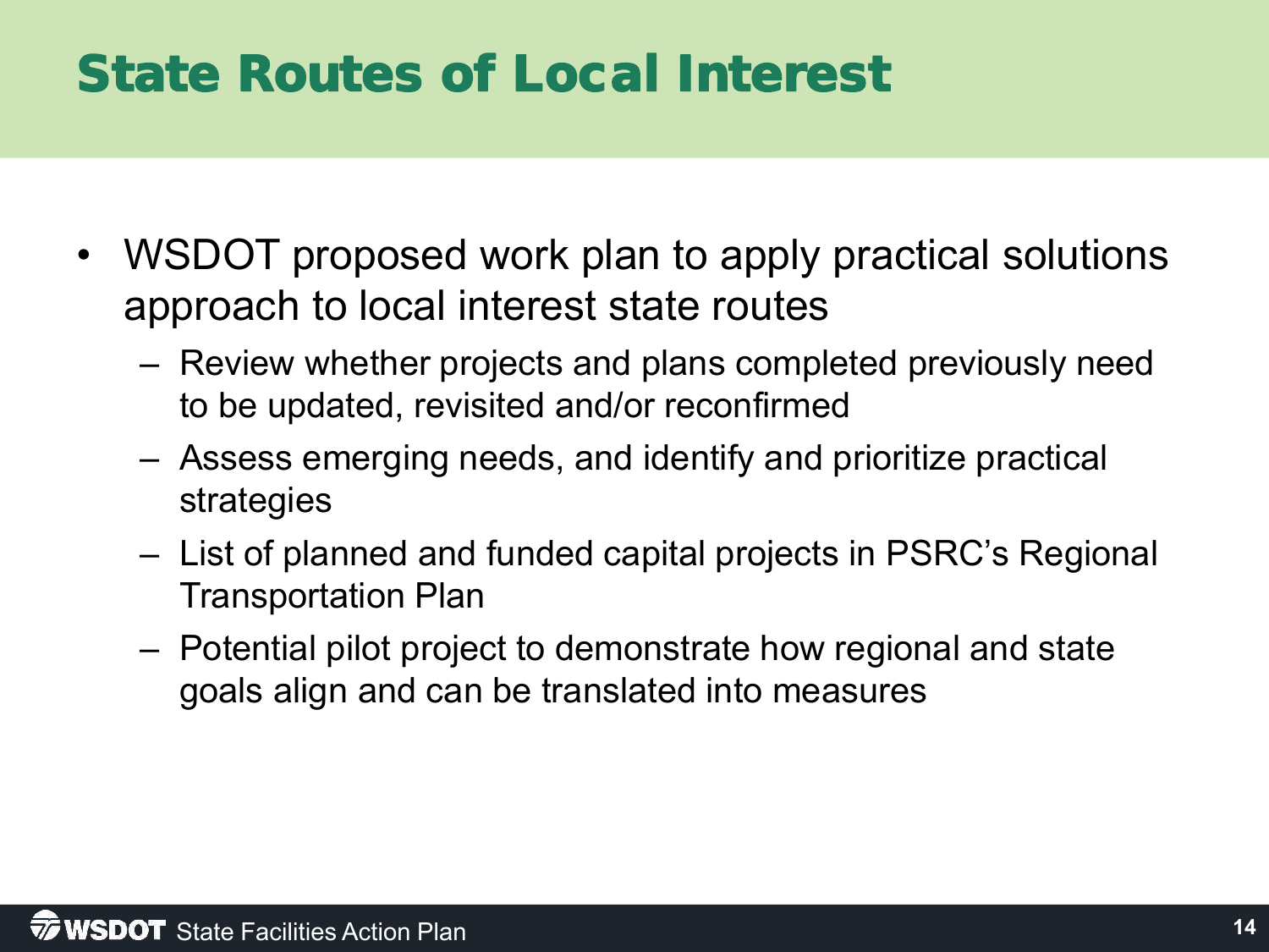# State Routes of Local Interest

- WSDOT proposed work plan to apply practical solutions approach to local interest state routes
  - Review whether projects and plans completed previously need to be updated, revisited and/or reconfirmed
  - Assess emerging needs, and identify and prioritize practical strategies
  - List of planned and funded capital projects in PSRC's Regional Transportation Plan
  - Potential pilot project to demonstrate how regional and state goals align and can be translated into measures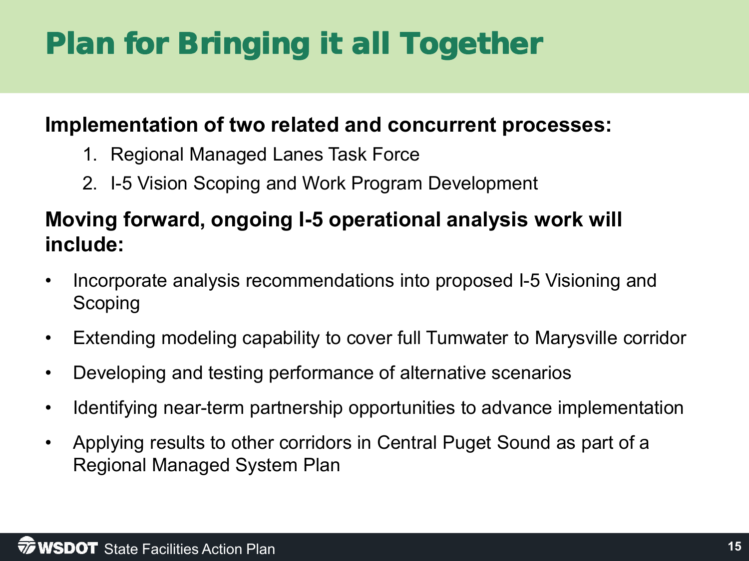# Plan for Bringing it all Together

**Implementation of two related and concurrent processes:**

1. Regional Managed Lanes Task Force
2. I-5 Vision Scoping and Work Program Development

**Moving forward, ongoing I-5 operational analysis work will include:**

- Incorporate analysis recommendations into proposed I-5 Visioning and Scoping
- Extending modeling capability to cover full Tumwater to Marysville corridor
- Developing and testing performance of alternative scenarios
- Identifying near-term partnership opportunities to advance implementation
- Applying results to other corridors in Central Puget Sound as part of a Regional Managed System Plan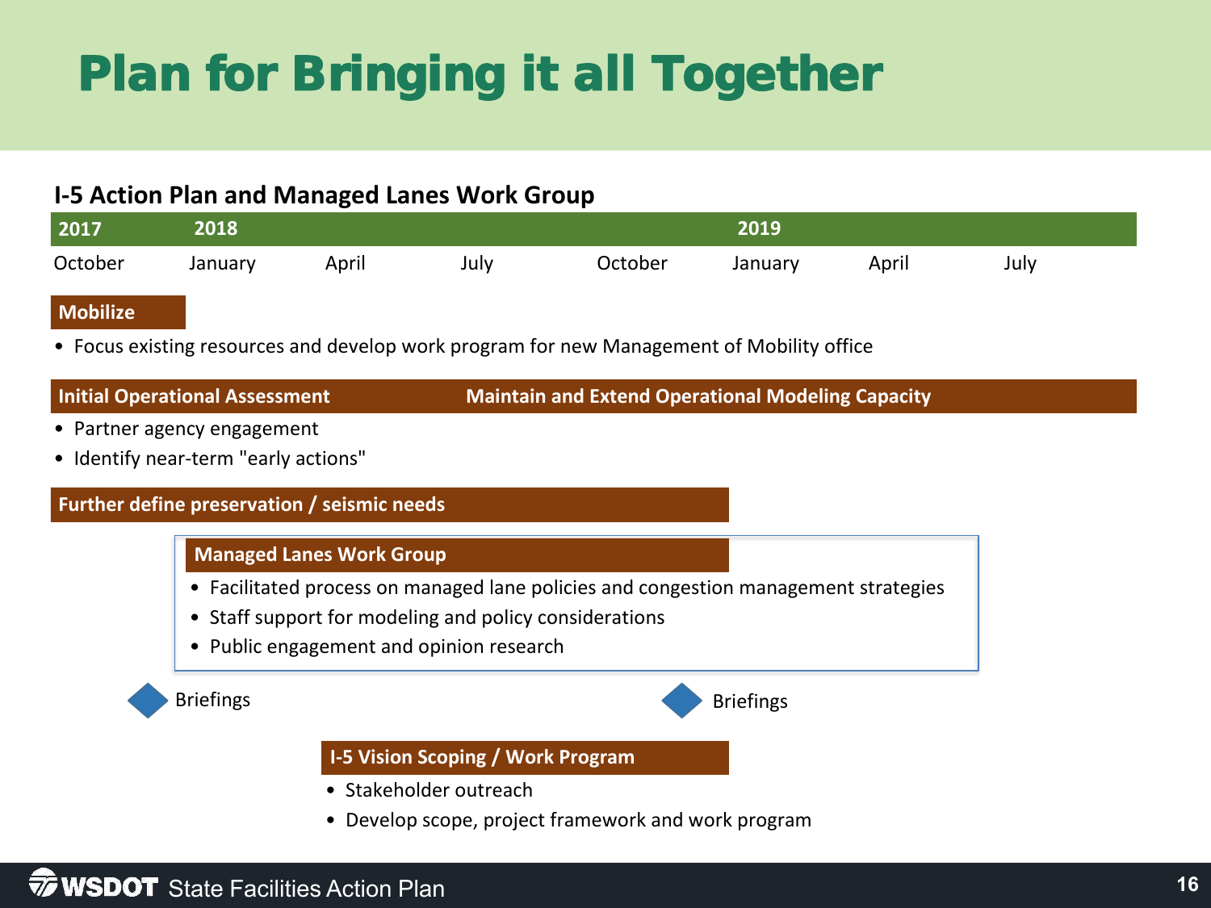# Plan for Bringing it all Together

## I-5 Action Plan and Managed Lanes Work Group

| 2017 | 2018 | | | | 2019 | | |
|---|---|---|---|---|---|---|---|
| October | January | April | July | October | January | April | July |

**Mobilize**

- Focus existing resources and develop work program for new Management of Mobility office

**Initial Operational Assessment** — **Maintain and Extend Operational Modeling Capacity**

- Partner agency engagement
- Identify near-term "early actions"

**Further define preservation / seismic needs**

**Managed Lanes Work Group**

- Facilitated process on managed lane policies and congestion management strategies
- Staff support for modeling and policy considerations
- Public engagement and opinion research

Briefings

Briefings

**I-5 Vision Scoping / Work Program**

- Stakeholder outreach
- Develop scope, project framework and work program

WSDOT State Facilities Action Plan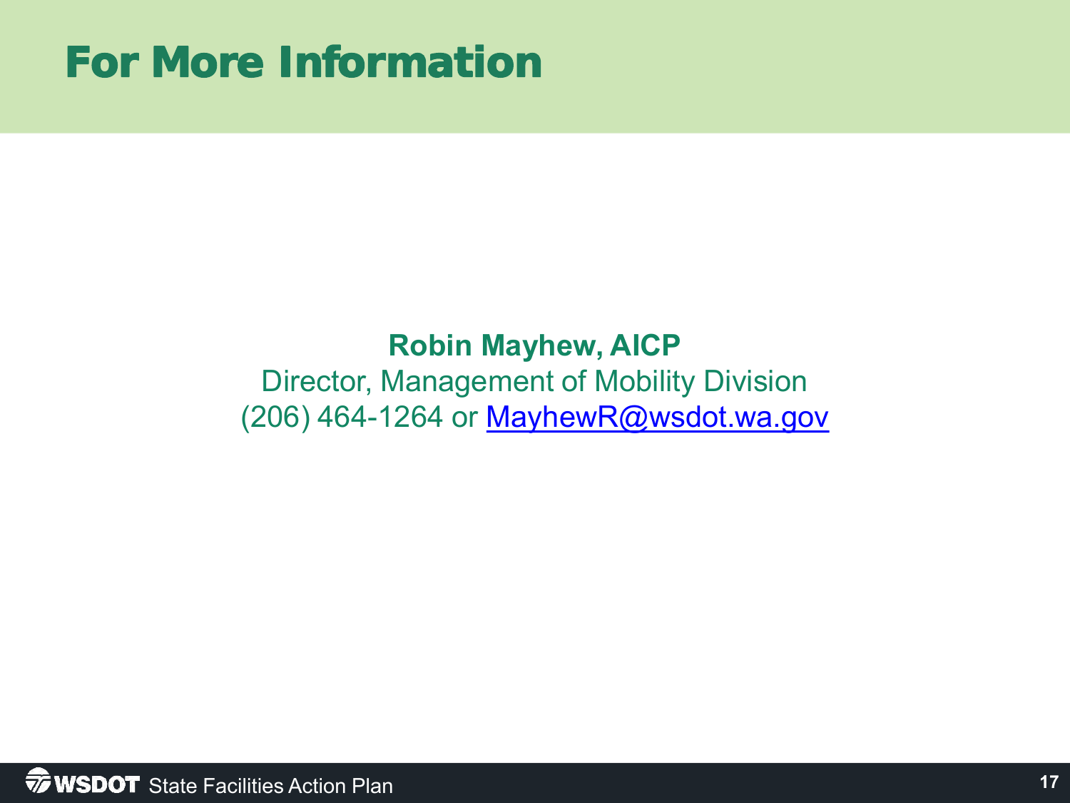# For More Information

**Robin Mayhew, AICP**

Director, Management of Mobility Division

(206) 464-1264 or MayhewR@wsdot.wa.gov